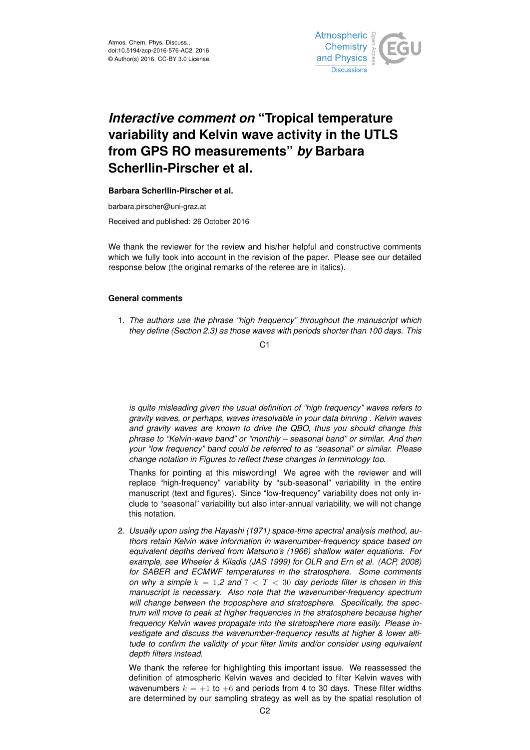# *Interactive comment on* "Tropical temperature variability and Kelvin wave activity in the UTLS from GPS RO measurements" *by* Barbara Scherllin-Pirscher et al.

**Barbara Scherllin-Pirscher et al.**

barbara.pirscher@uni-graz.at

Received and published: 26 October 2016

We thank the reviewer for the review and his/her helpful and constructive comments which we fully took into account in the revision of the paper. Please see our detailed response below (the original remarks of the referee are in italics).

### General comments

1. *The authors use the phrase "high frequency" throughout the manuscript which they define (Section 2.3) as those waves with periods shorter than 100 days. This is quite misleading given the usual definition of "high frequency" waves refers to gravity waves, or perhaps, waves irresolvable in your data binning . Kelvin waves and gravity waves are known to drive the QBO, thus you should change this phrase to "Kelvin-wave band" or "monthly – seasonal band" or similar. And then your "low frequency" band could be referred to as "seasonal" or similar. Please change notation in Figures to reflect these changes in terminology too.*

   Thanks for pointing at this miswording! We agree with the reviewer and will replace "high-frequency" variability by "sub-seasonal" variability in the entire manuscript (text and figures). Since "low-frequency" variability does not only include to "seasonal" variability but also inter-annual variability, we will not change this notation.

2. *Usually upon using the Hayashi (1971) space-time spectral analysis method, authors retain Kelvin wave information in wavenumber-frequency space based on equivalent depths derived from Matsuno's (1966) shallow water equations. For example, see Wheeler & Kiladis (JAS 1999) for OLR and Ern et al. (ACP, 2008) for SABER and ECMWF temperatures in the stratosphere. Some comments on why a simple $k = 1{,}2$ and $7 < T < 30$ day periods filter is chosen in this manuscript is necessary. Also note that the wavenumber-frequency spectrum will change between the troposphere and stratosphere. Specifically, the spectrum will move to peak at higher frequencies in the stratosphere because higher frequency Kelvin waves propagate into the stratosphere more easily. Please investigate and discuss the wavenumber-frequency results at higher & lower altitude to confirm the validity of your filter limits and/or consider using equivalent depth filters instead.*

   We thank the referee for highlighting this important issue. We reassessed the definition of atmospheric Kelvin waves and decided to filter Kelvin waves with wavenumbers $k = +1$ to $+6$ and periods from 4 to 30 days. These filter widths are determined by our sampling strategy as well as by the spatial resolution of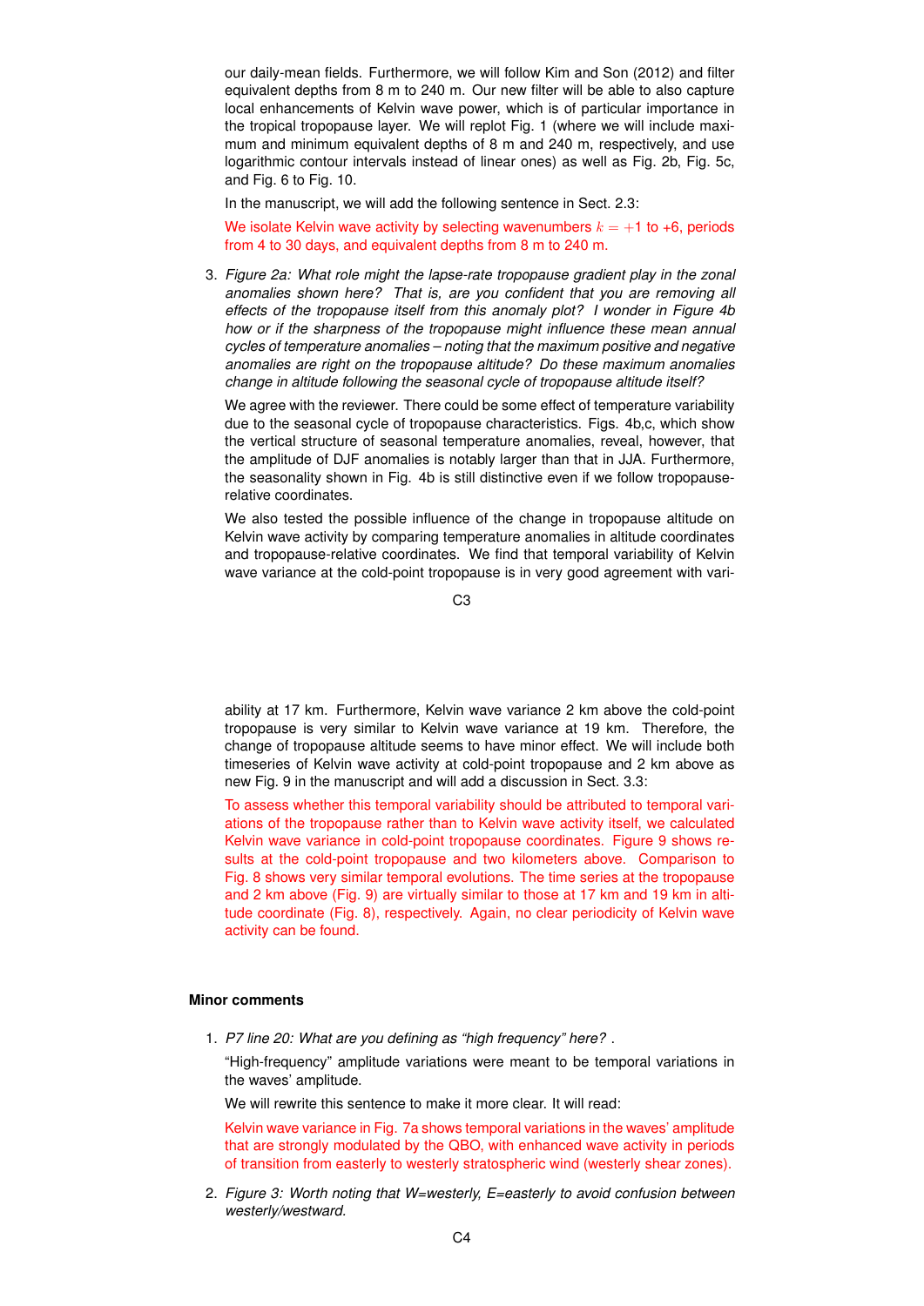our daily-mean fields. Furthermore, we will follow Kim and Son (2012) and filter equivalent depths from 8 m to 240 m. Our new filter will be able to also capture local enhancements of Kelvin wave power, which is of particular importance in the tropical tropopause layer. We will replot Fig. 1 (where we will include maximum and minimum equivalent depths of 8 m and 240 m, respectively, and use logarithmic contour intervals instead of linear ones) as well as Fig. 2b, Fig. 5c, and Fig. 6 to Fig. 10.

In the manuscript, we will add the following sentence in Sect. 2.3:

We isolate Kelvin wave activity by selecting wavenumbers $k = +1$ to +6, periods from 4 to 30 days, and equivalent depths from 8 m to 240 m.

3. *Figure 2a: What role might the lapse-rate tropopause gradient play in the zonal anomalies shown here? That is, are you confident that you are removing all effects of the tropopause itself from this anomaly plot? I wonder in Figure 4b how or if the sharpness of the tropopause might influence these mean annual cycles of temperature anomalies – noting that the maximum positive and negative anomalies are right on the tropopause altitude? Do these maximum anomalies change in altitude following the seasonal cycle of tropopause altitude itself?*

   We agree with the reviewer. There could be some effect of temperature variability due to the seasonal cycle of tropopause characteristics. Figs. 4b,c, which show the vertical structure of seasonal temperature anomalies, reveal, however, that the amplitude of DJF anomalies is notably larger than that in JJA. Furthermore, the seasonality shown in Fig. 4b is still distinctive even if we follow tropopause-relative coordinates.

   We also tested the possible influence of the change in tropopause altitude on Kelvin wave activity by comparing temperature anomalies in altitude coordinates and tropopause-relative coordinates. We find that temporal variability of Kelvin wave variance at the cold-point tropopause is in very good agreement with variability at 17 km. Furthermore, Kelvin wave variance 2 km above the cold-point tropopause is very similar to Kelvin wave variance at 19 km. Therefore, the change of tropopause altitude seems to have minor effect. We will include both timeseries of Kelvin wave activity at cold-point tropopause and 2 km above as new Fig. 9 in the manuscript and will add a discussion in Sect. 3.3:

   To assess whether this temporal variability should be attributed to temporal variations of the tropopause rather than to Kelvin wave activity itself, we calculated Kelvin wave variance in cold-point tropopause coordinates. Figure 9 shows results at the cold-point tropopause and two kilometers above. Comparison to Fig. 8 shows very similar temporal evolutions. The time series at the tropopause and 2 km above (Fig. 9) are virtually similar to those at 17 km and 19 km in altitude coordinate (Fig. 8), respectively. Again, no clear periodicity of Kelvin wave activity can be found.

**Minor comments**

1. *P7 line 20: What are you defining as "high frequency" here?* .

   "High-frequency" amplitude variations were meant to be temporal variations in the waves' amplitude.

   We will rewrite this sentence to make it more clear. It will read:

   Kelvin wave variance in Fig. 7a shows temporal variations in the waves' amplitude that are strongly modulated by the QBO, with enhanced wave activity in periods of transition from easterly to westerly stratospheric wind (westerly shear zones).

2. *Figure 3: Worth noting that W=westerly, E=easterly to avoid confusion between westerly/westward.*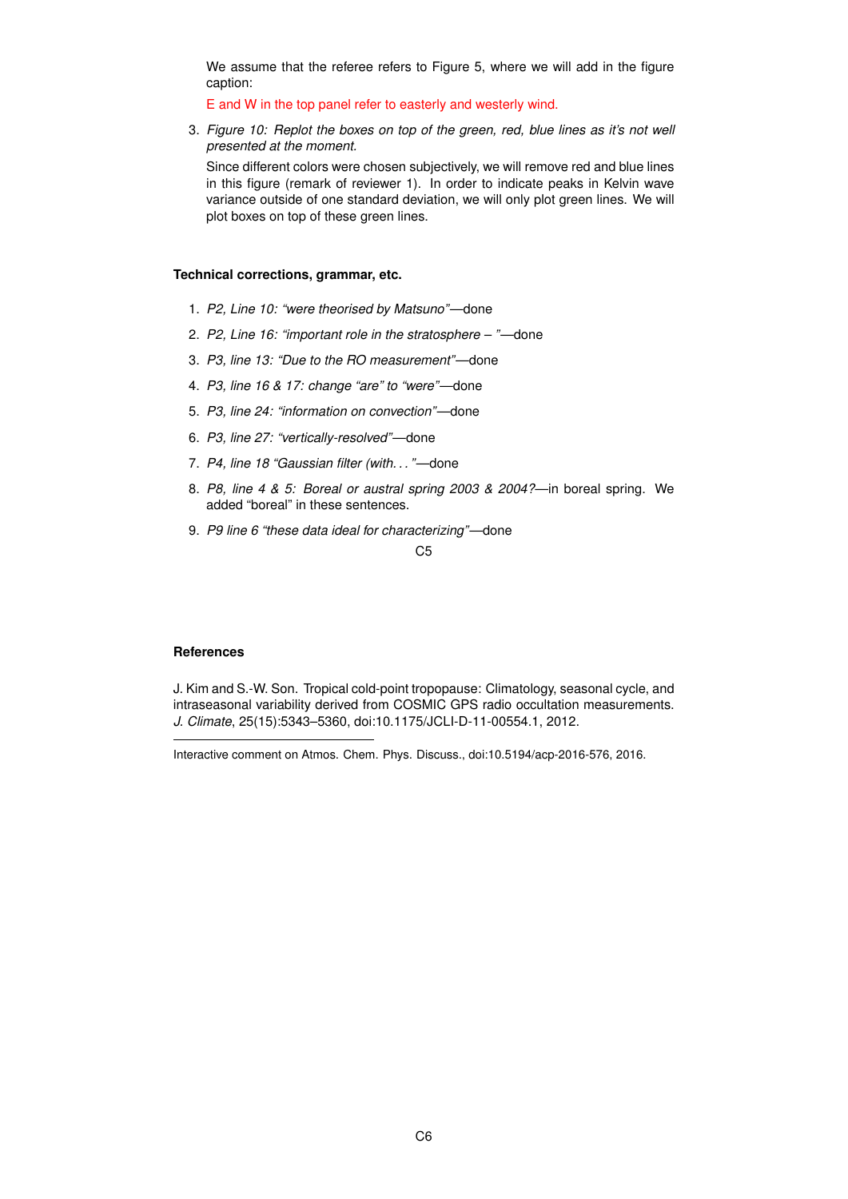We assume that the referee refers to Figure 5, where we will add in the figure caption:

E and W in the top panel refer to easterly and westerly wind.

3. *Figure 10: Replot the boxes on top of the green, red, blue lines as it's not well presented at the moment.*

   Since different colors were chosen subjectively, we will remove red and blue lines in this figure (remark of reviewer 1). In order to indicate peaks in Kelvin wave variance outside of one standard deviation, we will only plot green lines. We will plot boxes on top of these green lines.

### Technical corrections, grammar, etc.

1. *P2, Line 10: "were theorised by Matsuno"*—done
2. *P2, Line 16: "important role in the stratosphere – "*—done
3. *P3, line 13: "Due to the RO measurement"*—done
4. *P3, line 16 & 17: change "are" to "were"*—done
5. *P3, line 24: "information on convection"*—done
6. *P3, line 27: "vertically-resolved"*—done
7. *P4, line 18 "Gaussian filter (with. . . "*—done
8. *P8, line 4 & 5: Boreal or austral spring 2003 & 2004?*—in boreal spring. We added "boreal" in these sentences.
9. *P9 line 6 "these data ideal for characterizing"*—done

### References

J. Kim and S.-W. Son. Tropical cold-point tropopause: Climatology, seasonal cycle, and intraseasonal variability derived from COSMIC GPS radio occultation measurements. *J. Climate*, 25(15):5343–5360, doi:10.1175/JCLI-D-11-00554.1, 2012.

Interactive comment on Atmos. Chem. Phys. Discuss., doi:10.5194/acp-2016-576, 2016.